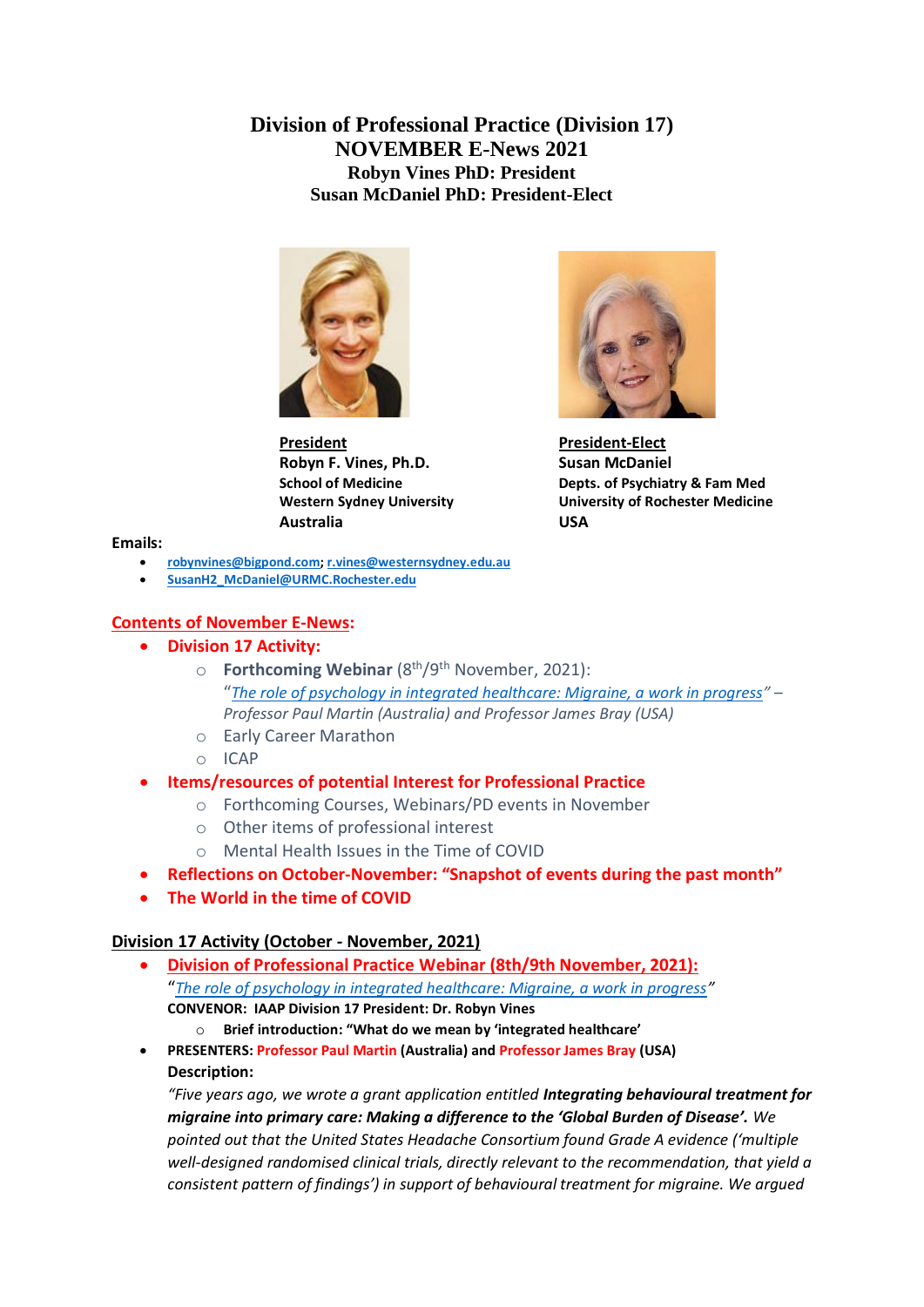# Division of Professional Practice (Division 17)
# NOVEMBER E-News 2021
### Robyn Vines PhD: President
### Susan McDaniel PhD: President-Elect

**President**
**Robyn F. Vines, Ph.D.**
**School of Medicine**
**Western Sydney University**
**Australia**

**President-Elect**
**Susan McDaniel**
**Depts. of Psychiatry & Fam Med**
**University of Rochester Medicine**
**USA**

**Emails:**

- robynvines@bigpond.com; r.vines@westernsydney.edu.au
- SusanH2_McDaniel@URMC.Rochester.edu

## Contents of November E-News:

- **Division 17 Activity:**
  - **Forthcoming Webinar** (8th/9th November, 2021): "*The role of psychology in integrated healthcare: Migraine, a work in progress*" – *Professor Paul Martin (Australia) and Professor James Bray (USA)*
  - Early Career Marathon
  - ICAP
- **Items/resources of potential Interest for Professional Practice**
  - Forthcoming Courses, Webinars/PD events in November
  - Other items of professional interest
  - Mental Health Issues in the Time of COVID
- **Reflections on October-November: "Snapshot of events during the past month"**
- **The World in the time of COVID**

## Division 17 Activity (October - November, 2021)

- **Division of Professional Practice Webinar (8th/9th November, 2021):**
  "*The role of psychology in integrated healthcare: Migraine, a work in progress*"
  **CONVENOR: IAAP Division 17 President: Dr. Robyn Vines**
  - **Brief introduction: "What do we mean by 'integrated healthcare'**
- **PRESENTERS: Professor Paul Martin (Australia) and Professor James Bray (USA)**
  **Description:**
  *"Five years ago, we wrote a grant application entitled* ***Integrating behavioural treatment for migraine into primary care: Making a difference to the 'Global Burden of Disease'.*** *We pointed out that the United States Headache Consortium found Grade A evidence ('multiple well-designed randomised clinical trials, directly relevant to the recommendation, that yield a consistent pattern of findings') in support of behavioural treatment for migraine. We argued*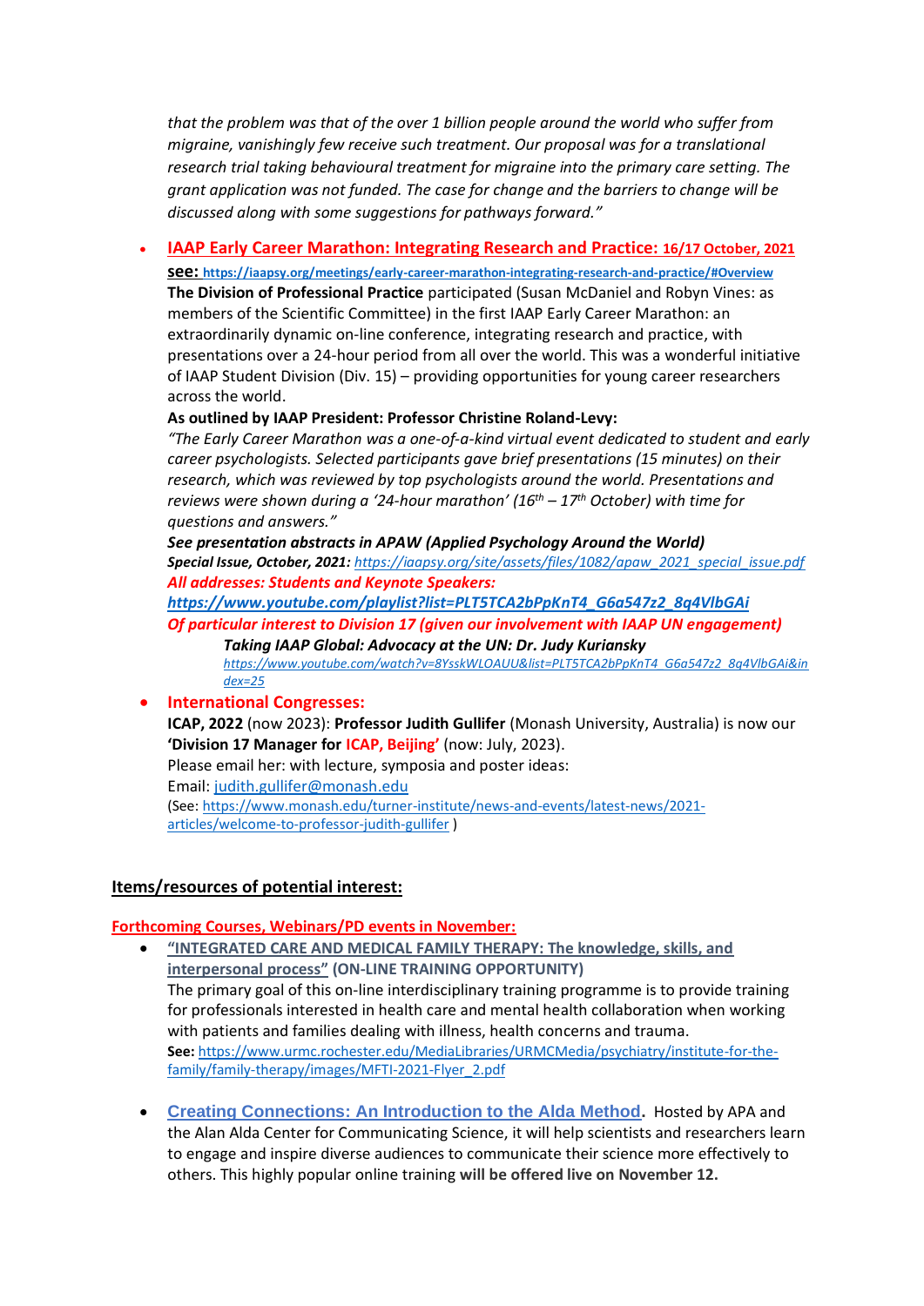*that the problem was that of the over 1 billion people around the world who suffer from migraine, vanishingly few receive such treatment. Our proposal was for a translational research trial taking behavioural treatment for migraine into the primary care setting. The grant application was not funded. The case for change and the barriers to change will be discussed along with some suggestions for pathways forward."*

- **IAAP Early Career Marathon: Integrating Research and Practice: 16/17 October, 2021**

  **see:** **https://iaapsy.org/meetings/early-career-marathon-integrating-research-and-practice/#Overview**

  **The Division of Professional Practice** participated (Susan McDaniel and Robyn Vines: as members of the Scientific Committee) in the first IAAP Early Career Marathon: an extraordinarily dynamic on-line conference, integrating research and practice, with presentations over a 24-hour period from all over the world. This was a wonderful initiative of IAAP Student Division (Div. 15) – providing opportunities for young career researchers across the world.

  **As outlined by IAAP President: Professor Christine Roland-Levy:**

  *"The Early Career Marathon was a one-of-a-kind virtual event dedicated to student and early career psychologists. Selected participants gave brief presentations (15 minutes) on their research, which was reviewed by top psychologists around the world. Presentations and reviews were shown during a '24-hour marathon' (16th – 17th October) with time for questions and answers."*

  ***See presentation abstracts in APAW (Applied Psychology Around the World)***

  ***Special Issue, October, 2021:*** *https://iaapsy.org/site/assets/files/1082/apaw_2021_special_issue.pdf*

  ***All addresses: Students and Keynote Speakers:***

  ***https://www.youtube.com/playlist?list=PLT5TCA2bPpKnT4_G6a547z2_8q4VlbGAi***

  ***Of particular interest to Division 17 (given our involvement with IAAP UN engagement)***

  > ***Taking IAAP Global: Advocacy at the UN: Dr. Judy Kuriansky***
  >
  > *https://www.youtube.com/watch?v=8YsskWLOAUU&list=PLT5TCA2bPpKnT4_G6a547z2_8q4VlbGAi&index=25*

- **International Congresses:**

  **ICAP, 2022** (now 2023): **Professor Judith Gullifer** (Monash University, Australia) is now our **'Division 17 Manager for ICAP, Beijing'** (now: July, 2023).

  Please email her: with lecture, symposia and poster ideas:

  Email: judith.gullifer@monash.edu

  (See: https://www.monash.edu/turner-institute/news-and-events/latest-news/2021-articles/welcome-to-professor-judith-gullifer )

## Items/resources of potential interest:

### Forthcoming Courses, Webinars/PD events in November:

- **"INTEGRATED CARE AND MEDICAL FAMILY THERAPY: The knowledge, skills, and interpersonal process" (ON-LINE TRAINING OPPORTUNITY)**

  The primary goal of this on-line interdisciplinary training programme is to provide training for professionals interested in health care and mental health collaboration when working with patients and families dealing with illness, health concerns and trauma.

  **See:** https://www.urmc.rochester.edu/MediaLibraries/URMCMedia/psychiatry/institute-for-the-family/family-therapy/images/MFTI-2021-Flyer_2.pdf

- **Creating Connections: An Introduction to the Alda Method.** Hosted by APA and the Alan Alda Center for Communicating Science, it will help scientists and researchers learn to engage and inspire diverse audiences to communicate their science more effectively to others. This highly popular online training **will be offered live on November 12.**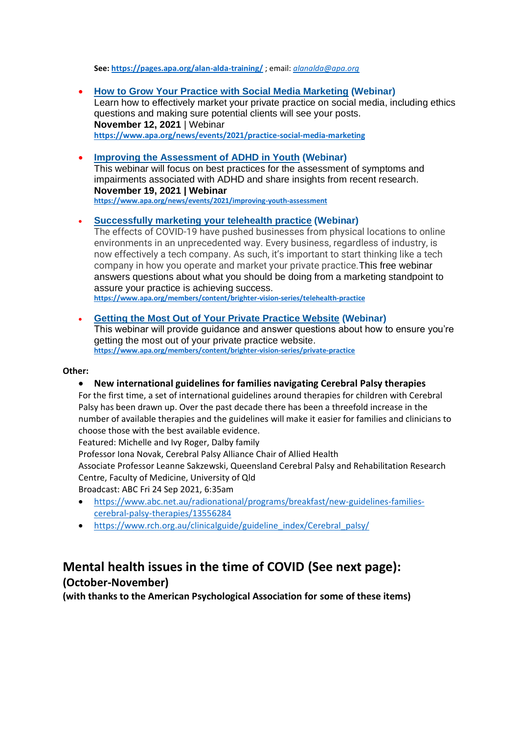**See: https://pages.apa.org/alan-alda-training/** ; email: *alanalda@apa.org*

- **How to Grow Your Practice with Social Media Marketing (Webinar)**
  Learn how to effectively market your private practice on social media, including ethics questions and making sure potential clients will see your posts.
  **November 12, 2021** | Webinar
  **https://www.apa.org/news/events/2021/practice-social-media-marketing**

- **Improving the Assessment of ADHD in Youth (Webinar)**
  This webinar will focus on best practices for the assessment of symptoms and impairments associated with ADHD and share insights from recent research.
  **November 19, 2021 | Webinar**
  **https://www.apa.org/news/events/2021/improving-youth-assessment**

- **Successfully marketing your telehealth practice (Webinar)**
  The effects of COVID-19 have pushed businesses from physical locations to online environments in an unprecedented way. Every business, regardless of industry, is now effectively a tech company. As such, it's important to start thinking like a tech company in how you operate and market your private practice.This free webinar answers questions about what you should be doing from a marketing standpoint to assure your practice is achieving success.
  **https://www.apa.org/members/content/brighter-vision-series/telehealth-practice**

- **Getting the Most Out of Your Private Practice Website (Webinar)**
  This webinar will provide guidance and answer questions about how to ensure you're getting the most out of your private practice website.
  **https://www.apa.org/members/content/brighter-vision-series/private-practice**

**Other:**

- **New international guidelines for families navigating Cerebral Palsy therapies**

For the first time, a set of international guidelines around therapies for children with Cerebral Palsy has been drawn up. Over the past decade there has been a threefold increase in the number of available therapies and the guidelines will make it easier for families and clinicians to choose those with the best available evidence.
Featured: Michelle and Ivy Roger, Dalby family
Professor Iona Novak, Cerebral Palsy Alliance Chair of Allied Health
Associate Professor Leanne Sakzewski, Queensland Cerebral Palsy and Rehabilitation Research Centre, Faculty of Medicine, University of Qld
Broadcast: ABC Fri 24 Sep 2021, 6:35am

- https://www.abc.net.au/radionational/programs/breakfast/new-guidelines-families-cerebral-palsy-therapies/13556284
- https://www.rch.org.au/clinicalguide/guideline_index/Cerebral_palsy/

## Mental health issues in the time of COVID (See next page):

### (October-November)

**(with thanks to the American Psychological Association for some of these items)**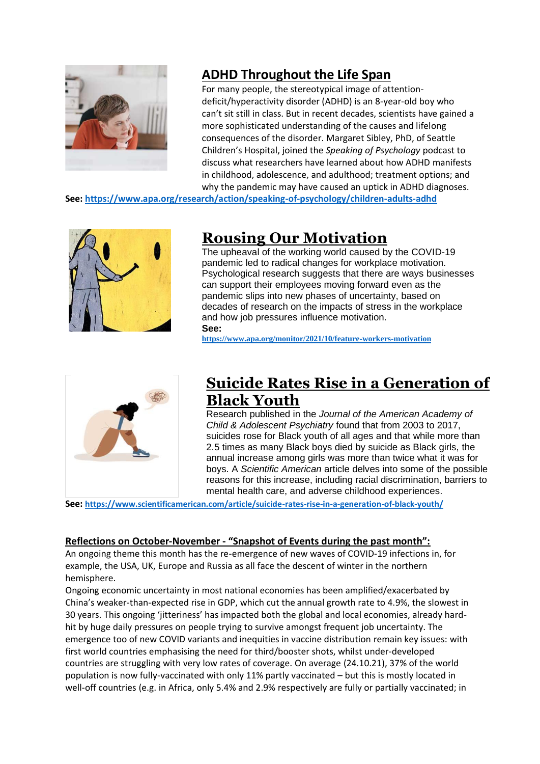## ADHD Throughout the Life Span

For many people, the stereotypical image of attention-deficit/hyperactivity disorder (ADHD) is an 8-year-old boy who can't sit still in class. But in recent decades, scientists have gained a more sophisticated understanding of the causes and lifelong consequences of the disorder. Margaret Sibley, PhD, of Seattle Children's Hospital, joined the *Speaking of Psychology* podcast to discuss what researchers have learned about how ADHD manifests in childhood, adolescence, and adulthood; treatment options; and why the pandemic may have caused an uptick in ADHD diagnoses.

**See:** https://www.apa.org/research/action/speaking-of-psychology/children-adults-adhd

## Rousing Our Motivation

The upheaval of the working world caused by the COVID-19 pandemic led to radical changes for workplace motivation. Psychological research suggests that there are ways businesses can support their employees moving forward even as the pandemic slips into new phases of uncertainty, based on decades of research on the impacts of stress in the workplace and how job pressures influence motivation.

**See:**

https://www.apa.org/monitor/2021/10/feature-workers-motivation

## Suicide Rates Rise in a Generation of Black Youth

Research published in the *Journal of the American Academy of Child & Adolescent Psychiatry* found that from 2003 to 2017, suicides rose for Black youth of all ages and that while more than 2.5 times as many Black boys died by suicide as Black girls, the annual increase among girls was more than twice what it was for boys. A *Scientific American* article delves into some of the possible reasons for this increase, including racial discrimination, barriers to mental health care, and adverse childhood experiences.

**See:** https://www.scientificamerican.com/article/suicide-rates-rise-in-a-generation-of-black-youth/

**Reflections on October-November - "Snapshot of Events during the past month":**

An ongoing theme this month has the re-emergence of new waves of COVID-19 infections in, for example, the USA, UK, Europe and Russia as all face the descent of winter in the northern hemisphere.

Ongoing economic uncertainty in most national economies has been amplified/exacerbated by China's weaker-than-expected rise in GDP, which cut the annual growth rate to 4.9%, the slowest in 30 years. This ongoing 'jitteriness' has impacted both the global and local economies, already hard-hit by huge daily pressures on people trying to survive amongst frequent job uncertainty. The emergence too of new COVID variants and inequities in vaccine distribution remain key issues: with first world countries emphasising the need for third/booster shots, whilst under-developed countries are struggling with very low rates of coverage. On average (24.10.21), 37% of the world population is now fully-vaccinated with only 11% partly vaccinated – but this is mostly located in well-off countries (e.g. in Africa, only 5.4% and 2.9% respectively are fully or partially vaccinated; in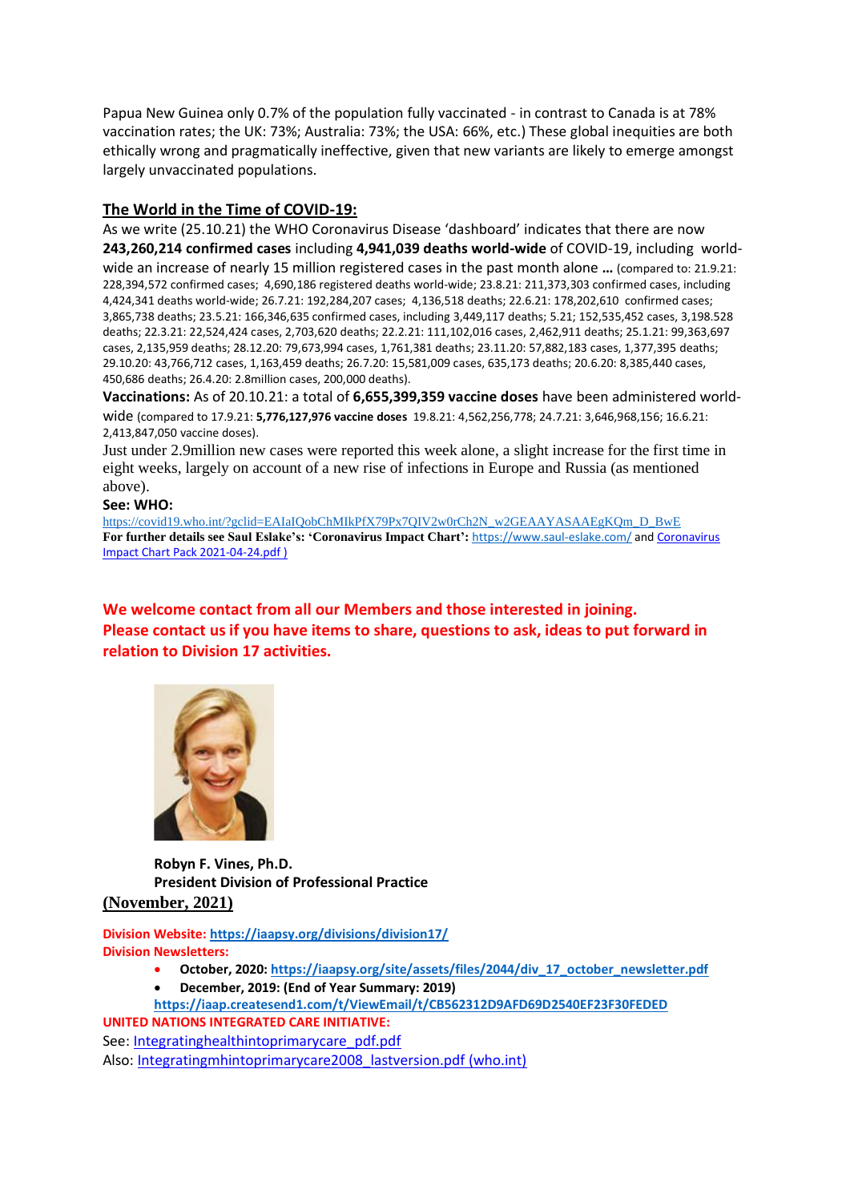Papua New Guinea only 0.7% of the population fully vaccinated - in contrast to Canada is at 78% vaccination rates; the UK: 73%; Australia: 73%; the USA: 66%, etc.) These global inequities are both ethically wrong and pragmatically ineffective, given that new variants are likely to emerge amongst largely unvaccinated populations.

## The World in the Time of COVID-19:

As we write (25.10.21) the WHO Coronavirus Disease 'dashboard' indicates that there are now **243,260,214 confirmed cases** including **4,941,039 deaths world-wide** of COVID-19, including world-wide an increase of nearly 15 million registered cases in the past month alone **…** (compared to: 21.9.21: 228,394,572 confirmed cases; 4,690,186 registered deaths world-wide; 23.8.21: 211,373,303 confirmed cases, including 4,424,341 deaths world-wide; 26.7.21: 192,284,207 cases; 4,136,518 deaths; 22.6.21: 178,202,610 confirmed cases; 3,865,738 deaths; 23.5.21: 166,346,635 confirmed cases, including 3,449,117 deaths; 5.21; 152,535,452 cases, 3,198.528 deaths; 22.3.21: 22,524,424 cases, 2,703,620 deaths; 22.2.21: 111,102,016 cases, 2,462,911 deaths; 25.1.21: 99,363,697 cases, 2,135,959 deaths; 28.12.20: 79,673,994 cases, 1,761,381 deaths; 23.11.20: 57,882,183 cases, 1,377,395 deaths; 29.10.20: 43,766,712 cases, 1,163,459 deaths; 26.7.20: 15,581,009 cases, 635,173 deaths; 20.6.20: 8,385,440 cases, 450,686 deaths; 26.4.20: 2.8million cases, 200,000 deaths).

**Vaccinations:** As of 20.10.21: a total of **6,655,399,359 vaccine doses** have been administered world-wide (compared to 17.9.21: **5,776,127,976 vaccine doses** 19.8.21: 4,562,256,778; 24.7.21: 3,646,968,156; 16.6.21: 2,413,847,050 vaccine doses).

Just under 2.9million new cases were reported this week alone, a slight increase for the first time in eight weeks, largely on account of a new rise of infections in Europe and Russia (as mentioned above).

**See: WHO:**

https://covid19.who.int/?gclid=EAIaIQobChMIkPfX79Px7QIV2w0rCh2N_w2GEAAYASAAEgKQm_D_BwE

**For further details see Saul Eslake's: 'Coronavirus Impact Chart':** https://www.saul-eslake.com/ and Coronavirus Impact Chart Pack 2021-04-24.pdf )

**We welcome contact from all our Members and those interested in joining.**
**Please contact us if you have items to share, questions to ask, ideas to put forward in relation to Division 17 activities.**

**Robyn F. Vines, Ph.D.**
**President Division of Professional Practice**

**(November, 2021)**

**Division Website: https://iaapsy.org/divisions/division17/**

**Division Newsletters:**

- **October, 2020: https://iaapsy.org/site/assets/files/2044/div_17_october_newsletter.pdf**
- **December, 2019: (End of Year Summary: 2019)**

**https://iaap.createsend1.com/t/ViewEmail/t/CB562312D9AFD69D2540EF23F30FEDED**

**UNITED NATIONS INTEGRATED CARE INITIATIVE:**

See: Integratinghealthintoprimarycare_pdf.pdf

Also: Integratingmhintoprimarycare2008_lastversion.pdf (who.int)